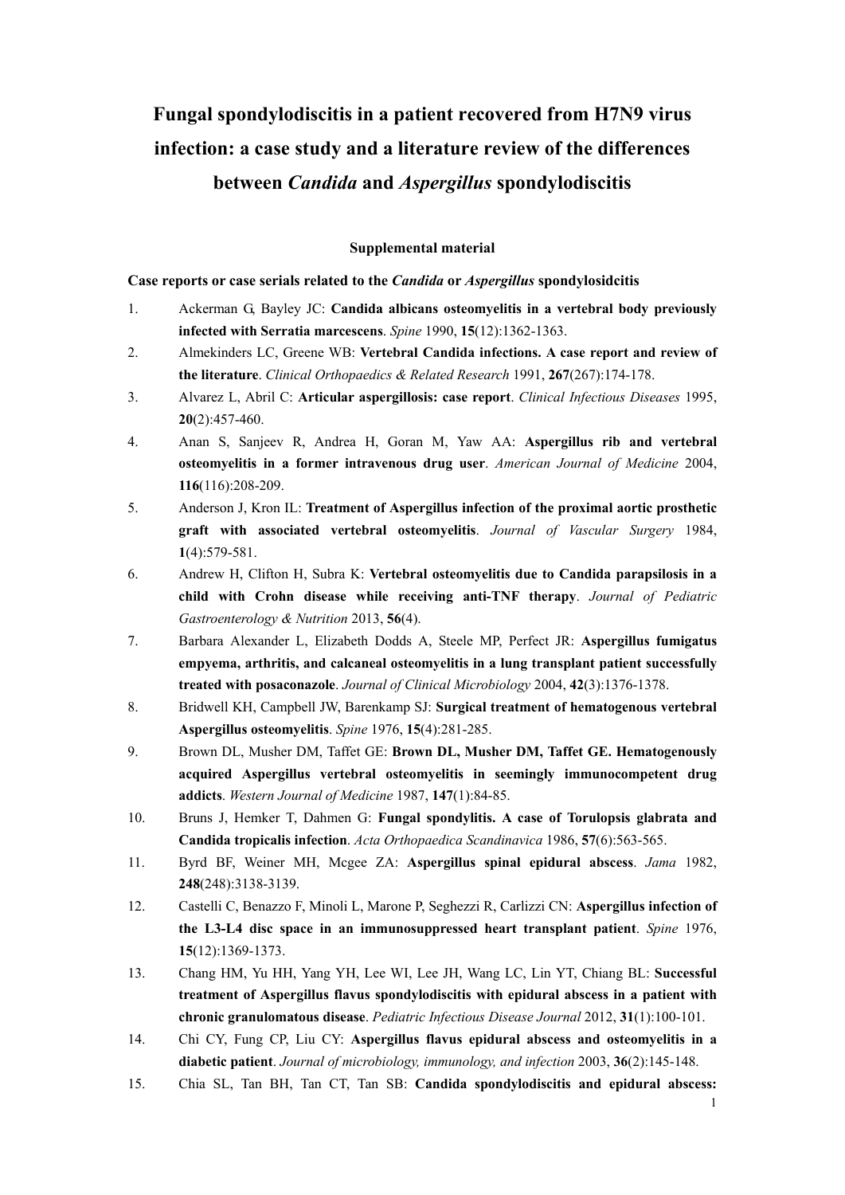# Fungal spondylodiscitis in a patient recovered from H7N9 virus infection: a case study and a literature review of the differences between *Candida* and *Aspergillus* spondylodiscitis

## Supplemental material

### Case reports or case serials related to the *Candida* or *Aspergillus* spondylosidcitis

1. Ackerman G, Bayley JC: **Candida albicans osteomyelitis in a vertebral body previously infected with Serratia marcescens**. *Spine* 1990, **15**(12):1362-1363.
2. Almekinders LC, Greene WB: **Vertebral Candida infections. A case report and review of the literature**. *Clinical Orthopaedics & Related Research* 1991, **267**(267):174-178.
3. Alvarez L, Abril C: **Articular aspergillosis: case report**. *Clinical Infectious Diseases* 1995, **20**(2):457-460.
4. Anan S, Sanjeev R, Andrea H, Goran M, Yaw AA: **Aspergillus rib and vertebral osteomyelitis in a former intravenous drug user**. *American Journal of Medicine* 2004, **116**(116):208-209.
5. Anderson J, Kron IL: **Treatment of Aspergillus infection of the proximal aortic prosthetic graft with associated vertebral osteomyelitis**. *Journal of Vascular Surgery* 1984, **1**(4):579-581.
6. Andrew H, Clifton H, Subra K: **Vertebral osteomyelitis due to Candida parapsilosis in a child with Crohn disease while receiving anti-TNF therapy**. *Journal of Pediatric Gastroenterology & Nutrition* 2013, **56**(4).
7. Barbara Alexander L, Elizabeth Dodds A, Steele MP, Perfect JR: **Aspergillus fumigatus empyema, arthritis, and calcaneal osteomyelitis in a lung transplant patient successfully treated with posaconazole**. *Journal of Clinical Microbiology* 2004, **42**(3):1376-1378.
8. Bridwell KH, Campbell JW, Barenkamp SJ: **Surgical treatment of hematogenous vertebral Aspergillus osteomyelitis**. *Spine* 1976, **15**(4):281-285.
9. Brown DL, Musher DM, Taffet GE: **Brown DL, Musher DM, Taffet GE. Hematogenously acquired Aspergillus vertebral osteomyelitis in seemingly immunocompetent drug addicts**. *Western Journal of Medicine* 1987, **147**(1):84-85.
10. Bruns J, Hemker T, Dahmen G: **Fungal spondylitis. A case of Torulopsis glabrata and Candida tropicalis infection**. *Acta Orthopaedica Scandinavica* 1986, **57**(6):563-565.
11. Byrd BF, Weiner MH, Mcgee ZA: **Aspergillus spinal epidural abscess**. *Jama* 1982, **248**(248):3138-3139.
12. Castelli C, Benazzo F, Minoli L, Marone P, Seghezzi R, Carlizzi CN: **Aspergillus infection of the L3-L4 disc space in an immunosuppressed heart transplant patient**. *Spine* 1976, **15**(12):1369-1373.
13. Chang HM, Yu HH, Yang YH, Lee WI, Lee JH, Wang LC, Lin YT, Chiang BL: **Successful treatment of Aspergillus flavus spondylodiscitis with epidural abscess in a patient with chronic granulomatous disease**. *Pediatric Infectious Disease Journal* 2012, **31**(1):100-101.
14. Chi CY, Fung CP, Liu CY: **Aspergillus flavus epidural abscess and osteomyelitis in a diabetic patient**. *Journal of microbiology, immunology, and infection* 2003, **36**(2):145-148.
15. Chia SL, Tan BH, Tan CT, Tan SB: **Candida spondylodiscitis and epidural abscess:**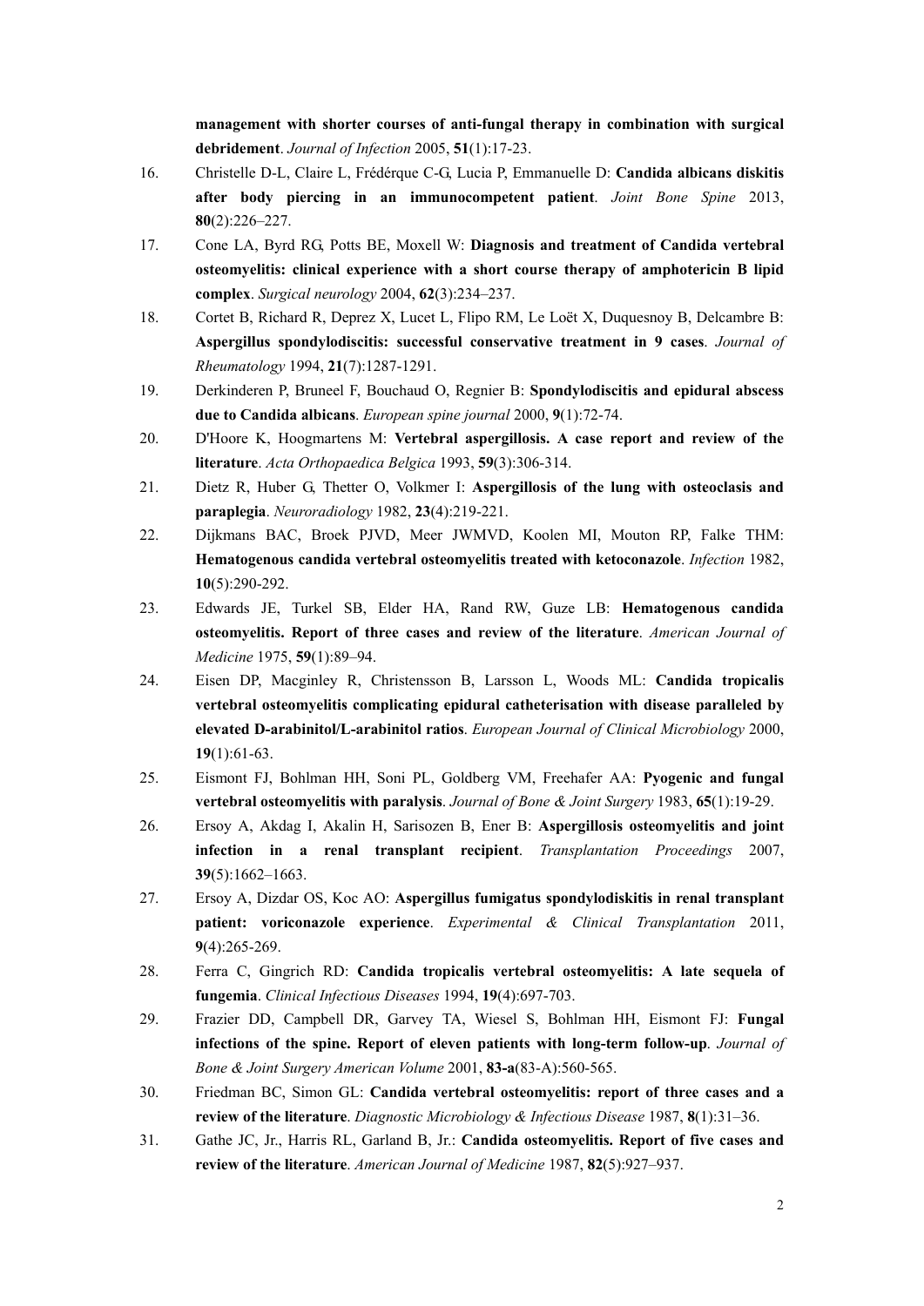**management with shorter courses of anti-fungal therapy in combination with surgical debridement**. *Journal of Infection* 2005, **51**(1):17-23.

16. Christelle D-L, Claire L, Frédérque C-G, Lucia P, Emmanuelle D: **Candida albicans diskitis after body piercing in an immunocompetent patient**. *Joint Bone Spine* 2013, **80**(2):226–227.
17. Cone LA, Byrd RG, Potts BE, Moxell W: **Diagnosis and treatment of Candida vertebral osteomyelitis: clinical experience with a short course therapy of amphotericin B lipid complex**. *Surgical neurology* 2004, **62**(3):234–237.
18. Cortet B, Richard R, Deprez X, Lucet L, Flipo RM, Le Loët X, Duquesnoy B, Delcambre B: **Aspergillus spondylodiscitis: successful conservative treatment in 9 cases**. *Journal of Rheumatology* 1994, **21**(7):1287-1291.
19. Derkinderen P, Bruneel F, Bouchaud O, Regnier B: **Spondylodiscitis and epidural abscess due to Candida albicans**. *European spine journal* 2000, **9**(1):72-74.
20. D'Hoore K, Hoogmartens M: **Vertebral aspergillosis. A case report and review of the literature**. *Acta Orthopaedica Belgica* 1993, **59**(3):306-314.
21. Dietz R, Huber G, Thetter O, Volkmer I: **Aspergillosis of the lung with osteoclasis and paraplegia**. *Neuroradiology* 1982, **23**(4):219-221.
22. Dijkmans BAC, Broek PJVD, Meer JWMVD, Koolen MI, Mouton RP, Falke THM: **Hematogenous candida vertebral osteomyelitis treated with ketoconazole**. *Infection* 1982, **10**(5):290-292.
23. Edwards JE, Turkel SB, Elder HA, Rand RW, Guze LB: **Hematogenous candida osteomyelitis. Report of three cases and review of the literature**. *American Journal of Medicine* 1975, **59**(1):89–94.
24. Eisen DP, Macginley R, Christensson B, Larsson L, Woods ML: **Candida tropicalis vertebral osteomyelitis complicating epidural catheterisation with disease paralleled by elevated D-arabinitol/L-arabinitol ratios**. *European Journal of Clinical Microbiology* 2000, **19**(1):61-63.
25. Eismont FJ, Bohlman HH, Soni PL, Goldberg VM, Freehafer AA: **Pyogenic and fungal vertebral osteomyelitis with paralysis**. *Journal of Bone & Joint Surgery* 1983, **65**(1):19-29.
26. Ersoy A, Akdag I, Akalin H, Sarisozen B, Ener B: **Aspergillosis osteomyelitis and joint infection in a renal transplant recipient**. *Transplantation Proceedings* 2007, **39**(5):1662–1663.
27. Ersoy A, Dizdar OS, Koc AO: **Aspergillus fumigatus spondylodiskitis in renal transplant patient: voriconazole experience**. *Experimental & Clinical Transplantation* 2011, **9**(4):265-269.
28. Ferra C, Gingrich RD: **Candida tropicalis vertebral osteomyelitis: A late sequela of fungemia**. *Clinical Infectious Diseases* 1994, **19**(4):697-703.
29. Frazier DD, Campbell DR, Garvey TA, Wiesel S, Bohlman HH, Eismont FJ: **Fungal infections of the spine. Report of eleven patients with long-term follow-up**. *Journal of Bone & Joint Surgery American Volume* 2001, **83-a**(83-A):560-565.
30. Friedman BC, Simon GL: **Candida vertebral osteomyelitis: report of three cases and a review of the literature**. *Diagnostic Microbiology & Infectious Disease* 1987, **8**(1):31–36.
31. Gathe JC, Jr., Harris RL, Garland B, Jr.: **Candida osteomyelitis. Report of five cases and review of the literature**. *American Journal of Medicine* 1987, **82**(5):927–937.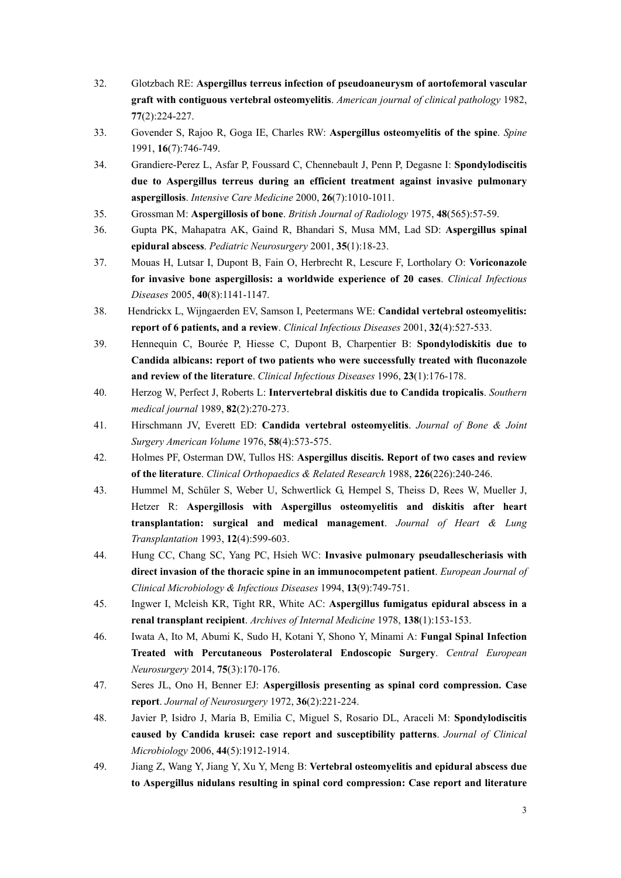32. Glotzbach RE: **Aspergillus terreus infection of pseudoaneurysm of aortofemoral vascular graft with contiguous vertebral osteomyelitis**. *American journal of clinical pathology* 1982, **77**(2):224-227.
33. Govender S, Rajoo R, Goga IE, Charles RW: **Aspergillus osteomyelitis of the spine**. *Spine* 1991, **16**(7):746-749.
34. Grandiere-Perez L, Asfar P, Foussard C, Chennebault J, Penn P, Degasne I: **Spondylodiscitis due to Aspergillus terreus during an efficient treatment against invasive pulmonary aspergillosis**. *Intensive Care Medicine* 2000, **26**(7):1010-1011.
35. Grossman M: **Aspergillosis of bone**. *British Journal of Radiology* 1975, **48**(565):57-59.
36. Gupta PK, Mahapatra AK, Gaind R, Bhandari S, Musa MM, Lad SD: **Aspergillus spinal epidural abscess**. *Pediatric Neurosurgery* 2001, **35**(1):18-23.
37. Mouas H, Lutsar I, Dupont B, Fain O, Herbrecht R, Lescure F, Lortholary O: **Voriconazole for invasive bone aspergillosis: a worldwide experience of 20 cases**. *Clinical Infectious Diseases* 2005, **40**(8):1141-1147.
38. Hendrickx L, Wijngaerden EV, Samson I, Peetermans WE: **Candidal vertebral osteomyelitis: report of 6 patients, and a review**. *Clinical Infectious Diseases* 2001, **32**(4):527-533.
39. Hennequin C, Bourée P, Hiesse C, Dupont B, Charpentier B: **Spondylodiskitis due to Candida albicans: report of two patients who were successfully treated with fluconazole and review of the literature**. *Clinical Infectious Diseases* 1996, **23**(1):176-178.
40. Herzog W, Perfect J, Roberts L: **Intervertebral diskitis due to Candida tropicalis**. *Southern medical journal* 1989, **82**(2):270-273.
41. Hirschmann JV, Everett ED: **Candida vertebral osteomyelitis**. *Journal of Bone & Joint Surgery American Volume* 1976, **58**(4):573-575.
42. Holmes PF, Osterman DW, Tullos HS: **Aspergillus discitis. Report of two cases and review of the literature**. *Clinical Orthopaedics & Related Research* 1988, **226**(226):240-246.
43. Hummel M, Schüler S, Weber U, Schwertlick G, Hempel S, Theiss D, Rees W, Mueller J, Hetzer R: **Aspergillosis with Aspergillus osteomyelitis and diskitis after heart transplantation: surgical and medical management**. *Journal of Heart & Lung Transplantation* 1993, **12**(4):599-603.
44. Hung CC, Chang SC, Yang PC, Hsieh WC: **Invasive pulmonary pseudallescheriasis with direct invasion of the thoracic spine in an immunocompetent patient**. *European Journal of Clinical Microbiology & Infectious Diseases* 1994, **13**(9):749-751.
45. Ingwer I, Mcleish KR, Tight RR, White AC: **Aspergillus fumigatus epidural abscess in a renal transplant recipient**. *Archives of Internal Medicine* 1978, **138**(1):153-153.
46. Iwata A, Ito M, Abumi K, Sudo H, Kotani Y, Shono Y, Minami A: **Fungal Spinal Infection Treated with Percutaneous Posterolateral Endoscopic Surgery**. *Central European Neurosurgery* 2014, **75**(3):170-176.
47. Seres JL, Ono H, Benner EJ: **Aspergillosis presenting as spinal cord compression. Case report**. *Journal of Neurosurgery* 1972, **36**(2):221-224.
48. Javier P, Isidro J, María B, Emilia C, Miguel S, Rosario DL, Araceli M: **Spondylodiscitis caused by Candida krusei: case report and susceptibility patterns**. *Journal of Clinical Microbiology* 2006, **44**(5):1912-1914.
49. Jiang Z, Wang Y, Jiang Y, Xu Y, Meng B: **Vertebral osteomyelitis and epidural abscess due to Aspergillus nidulans resulting in spinal cord compression: Case report and literature**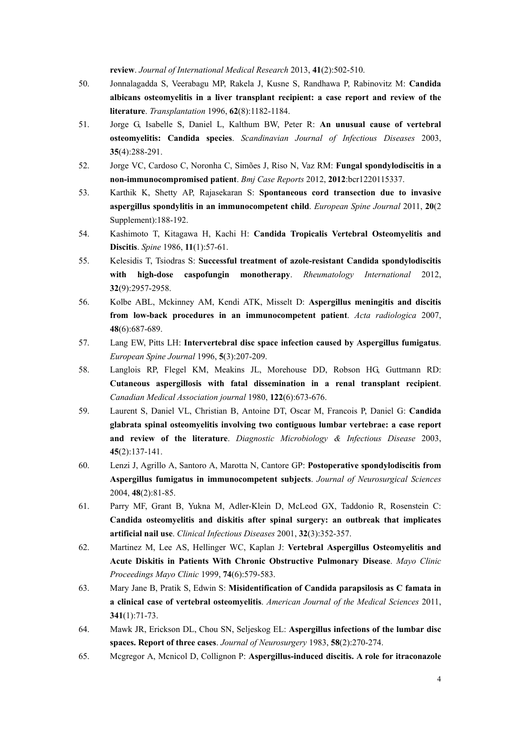**review**. *Journal of International Medical Research* 2013, **41**(2):502-510.

50. Jonnalagadda S, Veerabagu MP, Rakela J, Kusne S, Randhawa P, Rabinovitz M: **Candida albicans osteomyelitis in a liver transplant recipient: a case report and review of the literature**. *Transplantation* 1996, **62**(8):1182-1184.
51. Jorge G, Isabelle S, Daniel L, Kalthum BW, Peter R: **An unusual cause of vertebral osteomyelitis: Candida species**. *Scandinavian Journal of Infectious Diseases* 2003, **35**(4):288-291.
52. Jorge VC, Cardoso C, Noronha C, Simões J, Riso N, Vaz RM: **Fungal spondylodiscitis in a non-immunocompromised patient**. *Bmj Case Reports* 2012, **2012**:bcr1220115337.
53. Karthik K, Shetty AP, Rajasekaran S: **Spontaneous cord transection due to invasive aspergillus spondylitis in an immunocompetent child**. *European Spine Journal* 2011, **20**(2 Supplement):188-192.
54. Kashimoto T, Kitagawa H, Kachi H: **Candida Tropicalis Vertebral Osteomyelitis and Discitis**. *Spine* 1986, **11**(1):57-61.
55. Kelesidis T, Tsiodras S: **Successful treatment of azole-resistant Candida spondylodiscitis with high-dose caspofungin monotherapy**. *Rheumatology International* 2012, **32**(9):2957-2958.
56. Kolbe ABL, Mckinney AM, Kendi ATK, Misselt D: **Aspergillus meningitis and discitis from low-back procedures in an immunocompetent patient**. *Acta radiologica* 2007, **48**(6):687-689.
57. Lang EW, Pitts LH: **Intervertebral disc space infection caused by Aspergillus fumigatus**. *European Spine Journal* 1996, **5**(3):207-209.
58. Langlois RP, Flegel KM, Meakins JL, Morehouse DD, Robson HG, Guttmann RD: **Cutaneous aspergillosis with fatal dissemination in a renal transplant recipient**. *Canadian Medical Association journal* 1980, **122**(6):673-676.
59. Laurent S, Daniel VL, Christian B, Antoine DT, Oscar M, Francois P, Daniel G: **Candida glabrata spinal osteomyelitis involving two contiguous lumbar vertebrae: a case report and review of the literature**. *Diagnostic Microbiology & Infectious Disease* 2003, **45**(2):137-141.
60. Lenzi J, Agrillo A, Santoro A, Marotta N, Cantore GP: **Postoperative spondylodiscitis from Aspergillus fumigatus in immunocompetent subjects**. *Journal of Neurosurgical Sciences* 2004, **48**(2):81-85.
61. Parry MF, Grant B, Yukna M, Adler-Klein D, McLeod GX, Taddonio R, Rosenstein C: **Candida osteomyelitis and diskitis after spinal surgery: an outbreak that implicates artificial nail use**. *Clinical Infectious Diseases* 2001, **32**(3):352-357.
62. Martinez M, Lee AS, Hellinger WC, Kaplan J: **Vertebral Aspergillus Osteomyelitis and Acute Diskitis in Patients With Chronic Obstructive Pulmonary Disease**. *Mayo Clinic Proceedings Mayo Clinic* 1999, **74**(6):579-583.
63. Mary Jane B, Pratik S, Edwin S: **Misidentification of Candida parapsilosis as C famata in a clinical case of vertebral osteomyelitis**. *American Journal of the Medical Sciences* 2011, **341**(1):71-73.
64. Mawk JR, Erickson DL, Chou SN, Seljeskog EL: **Aspergillus infections of the lumbar disc spaces. Report of three cases**. *Journal of Neurosurgery* 1983, **58**(2):270-274.
65. Mcgregor A, Mcnicol D, Collignon P: **Aspergillus-induced discitis. A role for itraconazole**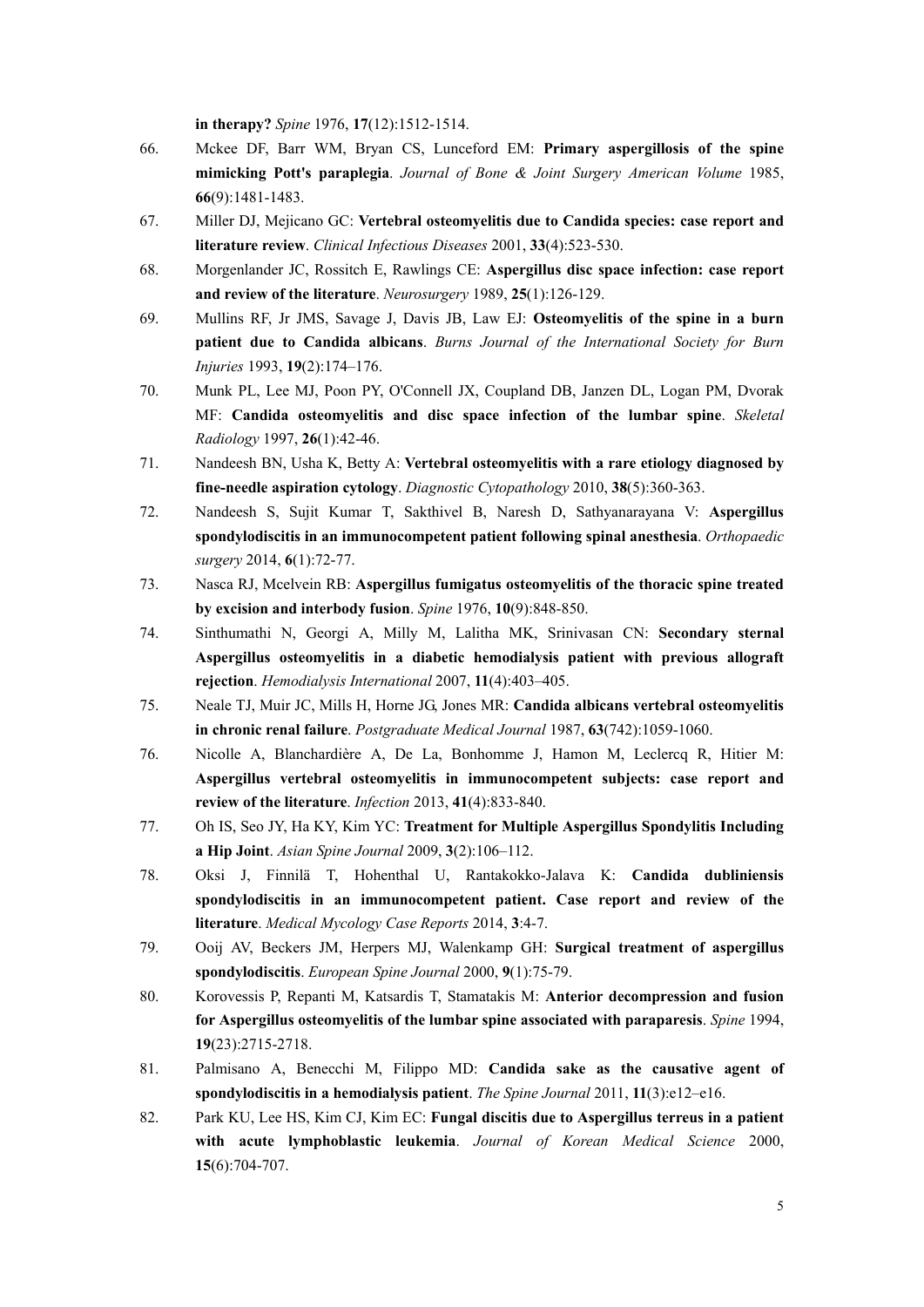in therapy?** *Spine* 1976, **17**(12):1512-1514.

66. Mckee DF, Barr WM, Bryan CS, Lunceford EM: **Primary aspergillosis of the spine mimicking Pott's paraplegia**. *Journal of Bone & Joint Surgery American Volume* 1985, **66**(9):1481-1483.
67. Miller DJ, Mejicano GC: **Vertebral osteomyelitis due to Candida species: case report and literature review**. *Clinical Infectious Diseases* 2001, **33**(4):523-530.
68. Morgenlander JC, Rossitch E, Rawlings CE: **Aspergillus disc space infection: case report and review of the literature**. *Neurosurgery* 1989, **25**(1):126-129.
69. Mullins RF, Jr JMS, Savage J, Davis JB, Law EJ: **Osteomyelitis of the spine in a burn patient due to Candida albicans**. *Burns Journal of the International Society for Burn Injuries* 1993, **19**(2):174–176.
70. Munk PL, Lee MJ, Poon PY, O'Connell JX, Coupland DB, Janzen DL, Logan PM, Dvorak MF: **Candida osteomyelitis and disc space infection of the lumbar spine**. *Skeletal Radiology* 1997, **26**(1):42-46.
71. Nandeesh BN, Usha K, Betty A: **Vertebral osteomyelitis with a rare etiology diagnosed by fine-needle aspiration cytology**. *Diagnostic Cytopathology* 2010, **38**(5):360-363.
72. Nandeesh S, Sujit Kumar T, Sakthivel B, Naresh D, Sathyanarayana V: **Aspergillus spondylodiscitis in an immunocompetent patient following spinal anesthesia**. *Orthopaedic surgery* 2014, **6**(1):72-77.
73. Nasca RJ, Mcelvein RB: **Aspergillus fumigatus osteomyelitis of the thoracic spine treated by excision and interbody fusion**. *Spine* 1976, **10**(9):848-850.
74. Sinthumathi N, Georgi A, Milly M, Lalitha MK, Srinivasan CN: **Secondary sternal Aspergillus osteomyelitis in a diabetic hemodialysis patient with previous allograft rejection**. *Hemodialysis International* 2007, **11**(4):403–405.
75. Neale TJ, Muir JC, Mills H, Horne JG, Jones MR: **Candida albicans vertebral osteomyelitis in chronic renal failure**. *Postgraduate Medical Journal* 1987, **63**(742):1059-1060.
76. Nicolle A, Blanchardière A, De La, Bonhomme J, Hamon M, Leclercq R, Hitier M: **Aspergillus vertebral osteomyelitis in immunocompetent subjects: case report and review of the literature**. *Infection* 2013, **41**(4):833-840.
77. Oh IS, Seo JY, Ha KY, Kim YC: **Treatment for Multiple Aspergillus Spondylitis Including a Hip Joint**. *Asian Spine Journal* 2009, **3**(2):106–112.
78. Oksi J, Finnilä T, Hohenthal U, Rantakokko-Jalava K: **Candida dubliniensis spondylodiscitis in an immunocompetent patient. Case report and review of the literature**. *Medical Mycology Case Reports* 2014, **3**:4-7.
79. Ooij AV, Beckers JM, Herpers MJ, Walenkamp GH: **Surgical treatment of aspergillus spondylodiscitis**. *European Spine Journal* 2000, **9**(1):75-79.
80. Korovessis P, Repanti M, Katsardis T, Stamatakis M: **Anterior decompression and fusion for Aspergillus osteomyelitis of the lumbar spine associated with paraparesis**. *Spine* 1994, **19**(23):2715-2718.
81. Palmisano A, Benecchi M, Filippo MD: **Candida sake as the causative agent of spondylodiscitis in a hemodialysis patient**. *The Spine Journal* 2011, **11**(3):e12–e16.
82. Park KU, Lee HS, Kim CJ, Kim EC: **Fungal discitis due to Aspergillus terreus in a patient with acute lymphoblastic leukemia**. *Journal of Korean Medical Science* 2000, **15**(6):704-707.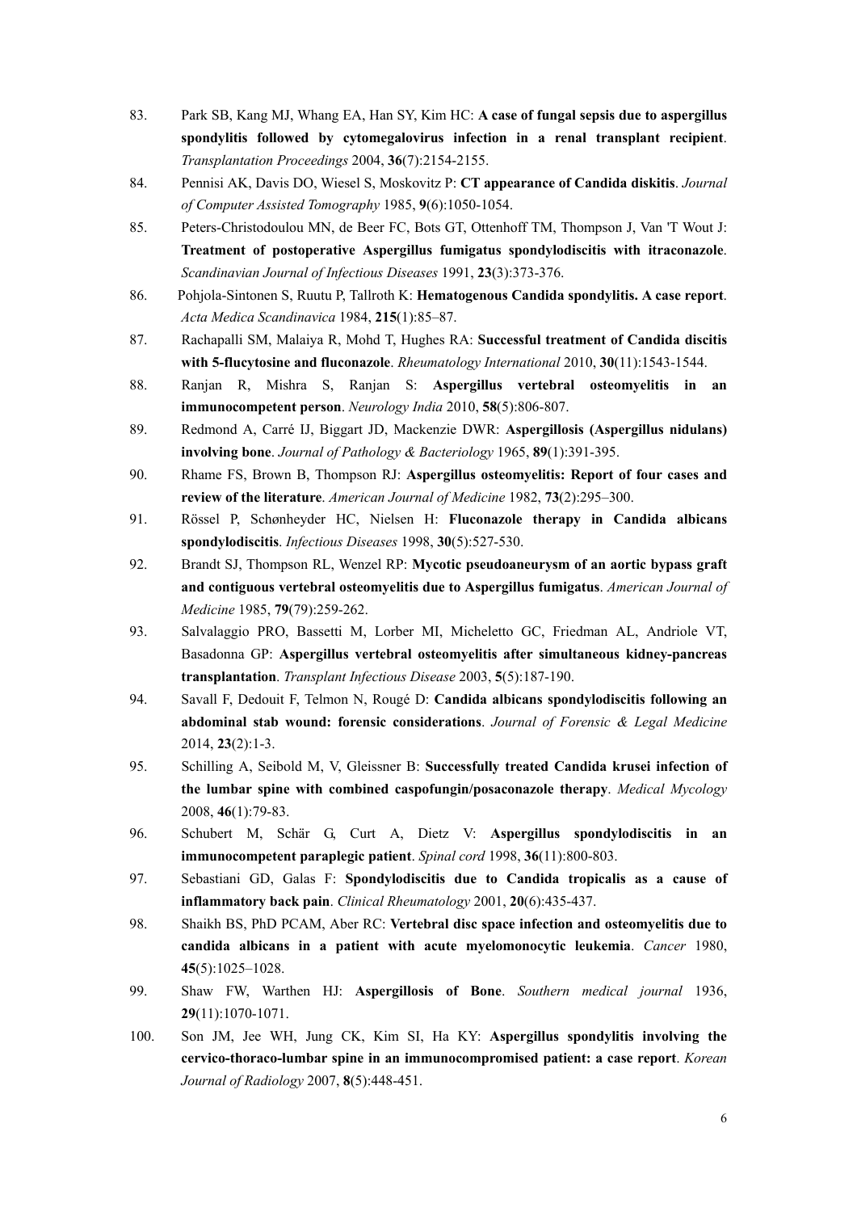83. Park SB, Kang MJ, Whang EA, Han SY, Kim HC: **A case of fungal sepsis due to aspergillus spondylitis followed by cytomegalovirus infection in a renal transplant recipient**. *Transplantation Proceedings* 2004, **36**(7):2154-2155.

84. Pennisi AK, Davis DO, Wiesel S, Moskovitz P: **CT appearance of Candida diskitis**. *Journal of Computer Assisted Tomography* 1985, **9**(6):1050-1054.

85. Peters-Christodoulou MN, de Beer FC, Bots GT, Ottenhoff TM, Thompson J, Van 'T Wout J: **Treatment of postoperative Aspergillus fumigatus spondylodiscitis with itraconazole**. *Scandinavian Journal of Infectious Diseases* 1991, **23**(3):373-376.

86. Pohjola-Sintonen S, Ruutu P, Tallroth K: **Hematogenous Candida spondylitis. A case report**. *Acta Medica Scandinavica* 1984, **215**(1):85–87.

87. Rachapalli SM, Malaiya R, Mohd T, Hughes RA: **Successful treatment of Candida discitis with 5-flucytosine and fluconazole**. *Rheumatology International* 2010, **30**(11):1543-1544.

88. Ranjan R, Mishra S, Ranjan S: **Aspergillus vertebral osteomyelitis in an immunocompetent person**. *Neurology India* 2010, **58**(5):806-807.

89. Redmond A, Carré IJ, Biggart JD, Mackenzie DWR: **Aspergillosis (Aspergillus nidulans) involving bone**. *Journal of Pathology & Bacteriology* 1965, **89**(1):391-395.

90. Rhame FS, Brown B, Thompson RJ: **Aspergillus osteomyelitis: Report of four cases and review of the literature**. *American Journal of Medicine* 1982, **73**(2):295–300.

91. Rössel P, Schønheyder HC, Nielsen H: **Fluconazole therapy in Candida albicans spondylodiscitis**. *Infectious Diseases* 1998, **30**(5):527-530.

92. Brandt SJ, Thompson RL, Wenzel RP: **Mycotic pseudoaneurysm of an aortic bypass graft and contiguous vertebral osteomyelitis due to Aspergillus fumigatus**. *American Journal of Medicine* 1985, **79**(79):259-262.

93. Salvalaggio PRO, Bassetti M, Lorber MI, Micheletto GC, Friedman AL, Andriole VT, Basadonna GP: **Aspergillus vertebral osteomyelitis after simultaneous kidney-pancreas transplantation**. *Transplant Infectious Disease* 2003, **5**(5):187-190.

94. Savall F, Dedouit F, Telmon N, Rougé D: **Candida albicans spondylodiscitis following an abdominal stab wound: forensic considerations**. *Journal of Forensic & Legal Medicine* 2014, **23**(2):1-3.

95. Schilling A, Seibold M, V, Gleissner B: **Successfully treated Candida krusei infection of the lumbar spine with combined caspofungin/posaconazole therapy**. *Medical Mycology* 2008, **46**(1):79-83.

96. Schubert M, Schär G, Curt A, Dietz V: **Aspergillus spondylodiscitis in an immunocompetent paraplegic patient**. *Spinal cord* 1998, **36**(11):800-803.

97. Sebastiani GD, Galas F: **Spondylodiscitis due to Candida tropicalis as a cause of inflammatory back pain**. *Clinical Rheumatology* 2001, **20**(6):435-437.

98. Shaikh BS, PhD PCAM, Aber RC: **Vertebral disc space infection and osteomyelitis due to candida albicans in a patient with acute myelomonocytic leukemia**. *Cancer* 1980, **45**(5):1025–1028.

99. Shaw FW, Warthen HJ: **Aspergillosis of Bone**. *Southern medical journal* 1936, **29**(11):1070-1071.

100. Son JM, Jee WH, Jung CK, Kim SI, Ha KY: **Aspergillus spondylitis involving the cervico-thoraco-lumbar spine in an immunocompromised patient: a case report**. *Korean Journal of Radiology* 2007, **8**(5):448-451.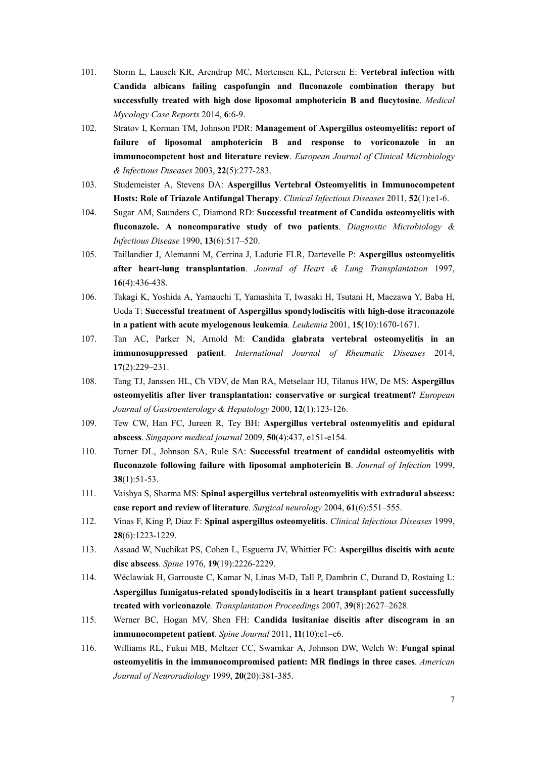101. Storm L, Lausch KR, Arendrup MC, Mortensen KL, Petersen E: **Vertebral infection with Candida albicans failing caspofungin and fluconazole combination therapy but successfully treated with high dose liposomal amphotericin B and flucytosine**. *Medical Mycology Case Reports* 2014, **6**:6-9.

102. Stratov I, Korman TM, Johnson PDR: **Management of Aspergillus osteomyelitis: report of failure of liposomal amphotericin B and response to voriconazole in an immunocompetent host and literature review**. *European Journal of Clinical Microbiology & Infectious Diseases* 2003, **22**(5):277-283.

103. Studemeister A, Stevens DA: **Aspergillus Vertebral Osteomyelitis in Immunocompetent Hosts: Role of Triazole Antifungal Therapy**. *Clinical Infectious Diseases* 2011, **52**(1):e1-6.

104. Sugar AM, Saunders C, Diamond RD: **Successful treatment of Candida osteomyelitis with fluconazole. A noncomparative study of two patients**. *Diagnostic Microbiology & Infectious Disease* 1990, **13**(6):517–520.

105. Taillandier J, Alemanni M, Cerrina J, Ladurie FLR, Dartevelle P: **Aspergillus osteomyelitis after heart-lung transplantation**. *Journal of Heart & Lung Transplantation* 1997, **16**(4):436-438.

106. Takagi K, Yoshida A, Yamauchi T, Yamashita T, Iwasaki H, Tsutani H, Maezawa Y, Baba H, Ueda T: **Successful treatment of Aspergillus spondylodiscitis with high-dose itraconazole in a patient with acute myelogenous leukemia**. *Leukemia* 2001, **15**(10):1670-1671.

107. Tan AC, Parker N, Arnold M: **Candida glabrata vertebral osteomyelitis in an immunosuppressed patient**. *International Journal of Rheumatic Diseases* 2014, **17**(2):229–231.

108. Tang TJ, Janssen HL, Ch VDV, de Man RA, Metselaar HJ, Tilanus HW, De MS: **Aspergillus osteomyelitis after liver transplantation: conservative or surgical treatment?** *European Journal of Gastroenterology & Hepatology* 2000, **12**(1):123-126.

109. Tew CW, Han FC, Jureen R, Tey BH: **Aspergillus vertebral osteomyelitis and epidural abscess**. *Singapore medical journal* 2009, **50**(4):437, e151-e154.

110. Turner DL, Johnson SA, Rule SA: **Successful treatment of candidal osteomyelitis with fluconazole following failure with liposomal amphotericin B**. *Journal of Infection* 1999, **38**(1):51-53.

111. Vaishya S, Sharma MS: **Spinal aspergillus vertebral osteomyelitis with extradural abscess: case report and review of literature**. *Surgical neurology* 2004, **61**(6):551–555.

112. Vinas F, King P, Diaz F: **Spinal aspergillus osteomyelitis**. *Clinical Infectious Diseases* 1999, **28**(6):1223-1229.

113. Assaad W, Nuchikat PS, Cohen L, Esguerra JV, Whittier FC: **Aspergillus discitis with acute disc abscess**. *Spine* 1976, **19**(19):2226-2229.

114. Wéclawiak H, Garrouste C, Kamar N, Linas M-D, Tall P, Dambrin C, Durand D, Rostaing L: **Aspergillus fumigatus-related spondylodiscitis in a heart transplant patient successfully treated with voriconazole**. *Transplantation Proceedings* 2007, **39**(8):2627–2628.

115. Werner BC, Hogan MV, Shen FH: **Candida lusitaniae discitis after discogram in an immunocompetent patient**. *Spine Journal* 2011, **11**(10):e1–e6.

116. Williams RL, Fukui MB, Meltzer CC, Swarnkar A, Johnson DW, Welch W: **Fungal spinal osteomyelitis in the immunocompromised patient: MR findings in three cases**. *American Journal of Neuroradiology* 1999, **20**(20):381-385.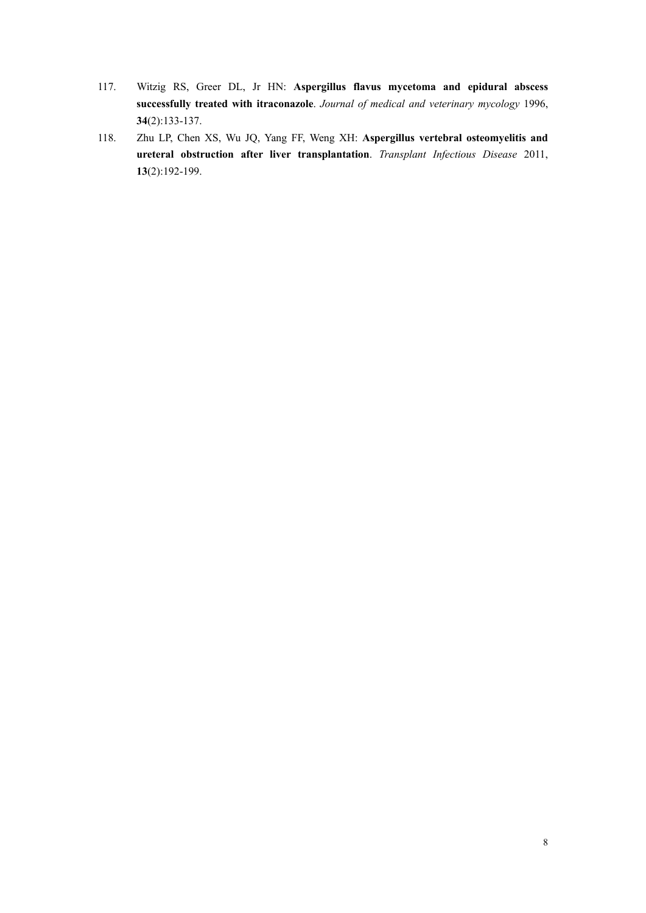117. Witzig RS, Greer DL, Jr HN: **Aspergillus flavus mycetoma and epidural abscess successfully treated with itraconazole**. *Journal of medical and veterinary mycology* 1996, **34**(2):133-137.
118. Zhu LP, Chen XS, Wu JQ, Yang FF, Weng XH: **Aspergillus vertebral osteomyelitis and ureteral obstruction after liver transplantation**. *Transplant Infectious Disease* 2011, **13**(2):192-199.